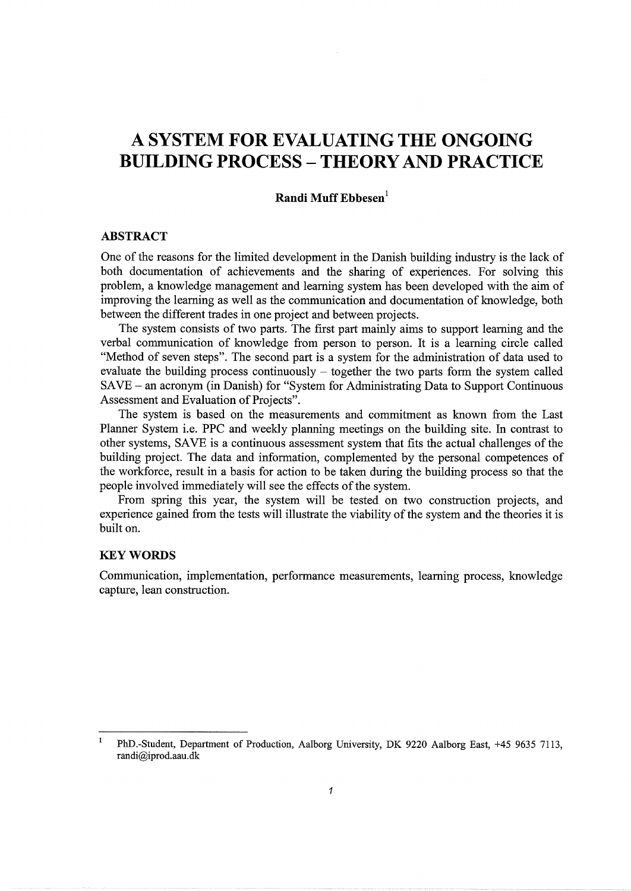# A SYSTEM FOR EVALUATING THE ONGOING BUILDING PROCESS – THEORY AND PRACTICE

**Randi Muff Ebbesen**[1]

## ABSTRACT

One of the reasons for the limited development in the Danish building industry is the lack of both documentation of achievements and the sharing of experiences. For solving this problem, a knowledge management and learning system has been developed with the aim of improving the learning as well as the communication and documentation of knowledge, both between the different trades in one project and between projects.

The system consists of two parts. The first part mainly aims to support learning and the verbal communication of knowledge from person to person. It is a learning circle called "Method of seven steps". The second part is a system for the administration of data used to evaluate the building process continuously – together the two parts form the system called SAVE – an acronym (in Danish) for "System for Administrating Data to Support Continuous Assessment and Evaluation of Projects".

The system is based on the measurements and commitment as known from the Last Planner System i.e. PPC and weekly planning meetings on the building site. In contrast to other systems, SAVE is a continuous assessment system that fits the actual challenges of the building project. The data and information, complemented by the personal competences of the workforce, result in a basis for action to be taken during the building process so that the people involved immediately will see the effects of the system.

From spring this year, the system will be tested on two construction projects, and experience gained from the tests will illustrate the viability of the system and the theories it is built on.

## KEY WORDS

Communication, implementation, performance measurements, learning process, knowledge capture, lean construction.

---

[1] PhD.-Student, Department of Production, Aalborg University, DK 9220 Aalborg East, +45 9635 7113, randi@iprod.aau.dk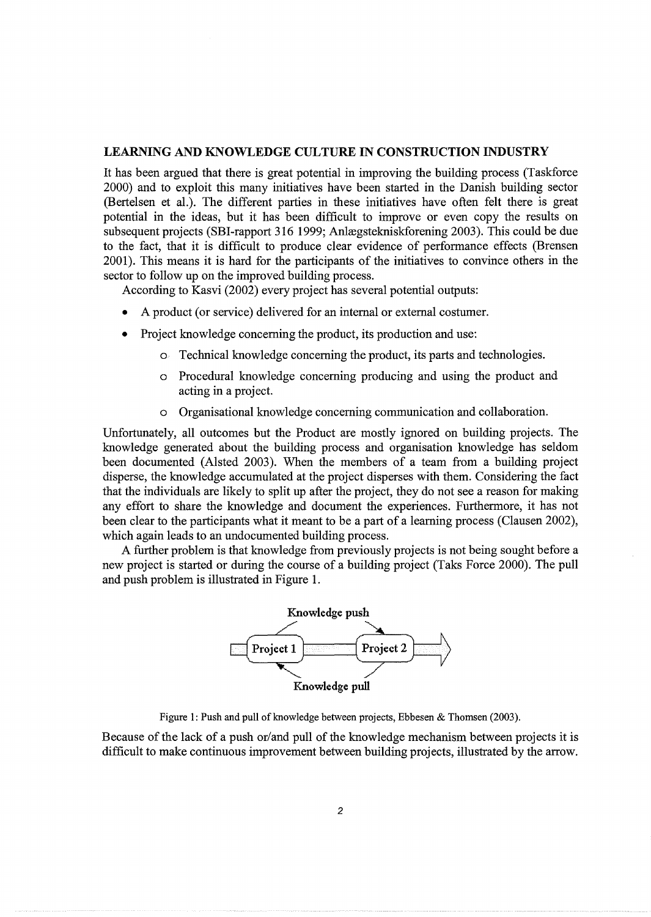## LEARNING AND KNOWLEDGE CULTURE IN CONSTRUCTION INDUSTRY

It has been argued that there is great potential in improving the building process (Taskforce 2000) and to exploit this many initiatives have been started in the Danish building sector (Bertelsen et al.). The different parties in these initiatives have often felt there is great potential in the ideas, but it has been difficult to improve or even copy the results on subsequent projects (SBI-rapport 316 1999; Anlægstekniskforening 2003). This could be due to the fact, that it is difficult to produce clear evidence of performance effects (Brensen 2001). This means it is hard for the participants of the initiatives to convince others in the sector to follow up on the improved building process.

According to Kasvi (2002) every project has several potential outputs:

- A product (or service) delivered for an internal or external costumer.
- Project knowledge concerning the product, its production and use:
  - Technical knowledge concerning the product, its parts and technologies.
  - Procedural knowledge concerning producing and using the product and acting in a project.
  - Organisational knowledge concerning communication and collaboration.

Unfortunately, all outcomes but the Product are mostly ignored on building projects. The knowledge generated about the building process and organisation knowledge has seldom been documented (Alsted 2003). When the members of a team from a building project disperse, the knowledge accumulated at the project disperses with them. Considering the fact that the individuals are likely to split up after the project, they do not see a reason for making any effort to share the knowledge and document the experiences. Furthermore, it has not been clear to the participants what it meant to be a part of a learning process (Clausen 2002), which again leads to an undocumented building process.

A further problem is that knowledge from previously projects is not being sought before a new project is started or during the course of a building project (Taks Force 2000). The pull and push problem is illustrated in Figure 1.

Knowledge push

Project 1 Project 2

Knowledge pull

Figure 1: Push and pull of knowledge between projects, Ebbesen & Thomsen (2003).

Because of the lack of a push or/and pull of the knowledge mechanism between projects it is difficult to make continuous improvement between building projects, illustrated by the arrow.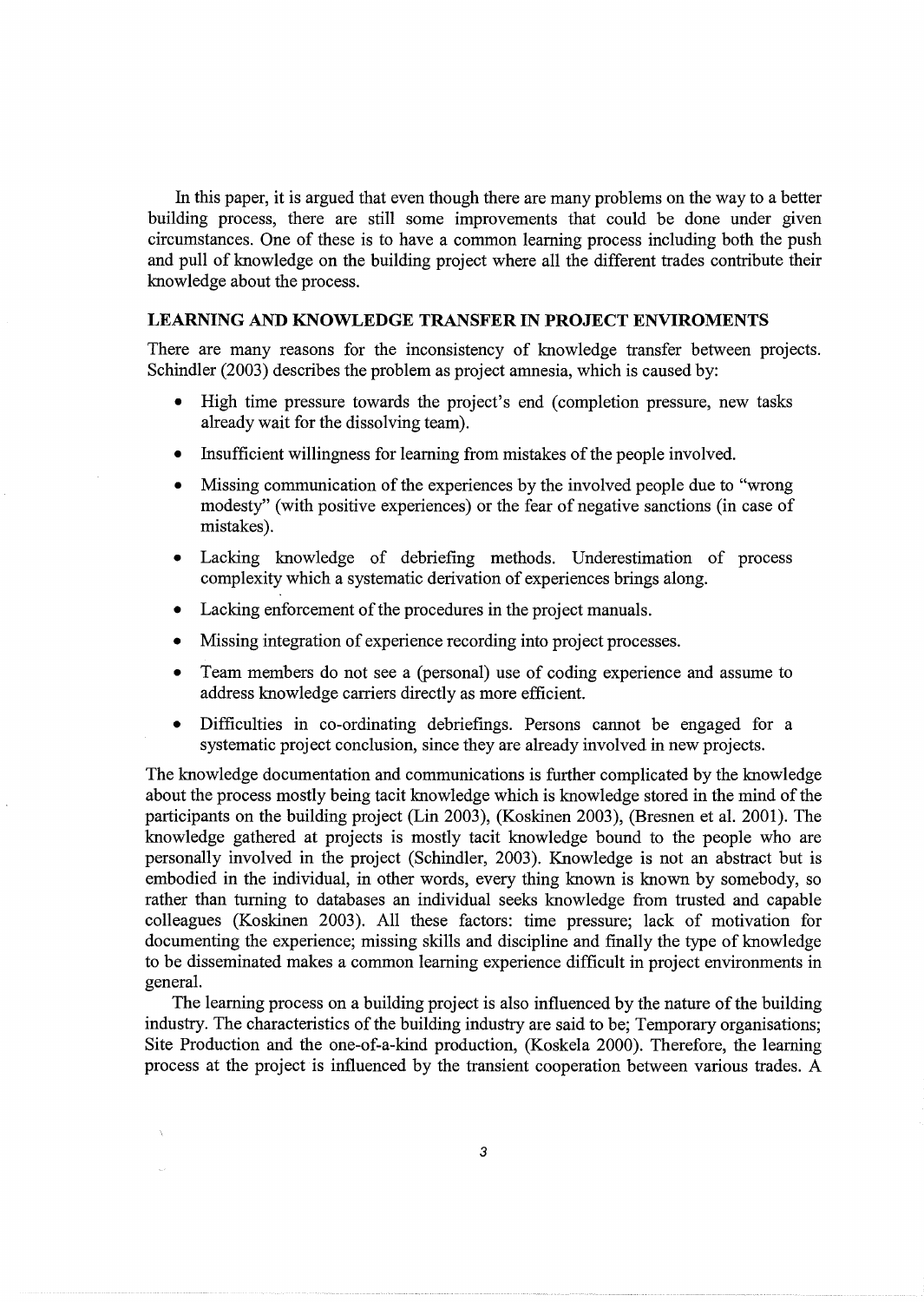In this paper, it is argued that even though there are many problems on the way to a better building process, there are still some improvements that could be done under given circumstances. One of these is to have a common learning process including both the push and pull of knowledge on the building project where all the different trades contribute their knowledge about the process.

## LEARNING AND KNOWLEDGE TRANSFER IN PROJECT ENVIROMENTS

There are many reasons for the inconsistency of knowledge transfer between projects. Schindler (2003) describes the problem as project amnesia, which is caused by:

- High time pressure towards the project's end (completion pressure, new tasks already wait for the dissolving team).
- Insufficient willingness for learning from mistakes of the people involved.
- Missing communication of the experiences by the involved people due to "wrong modesty" (with positive experiences) or the fear of negative sanctions (in case of mistakes).
- Lacking knowledge of debriefing methods. Underestimation of process complexity which a systematic derivation of experiences brings along.
- Lacking enforcement of the procedures in the project manuals.
- Missing integration of experience recording into project processes.
- Team members do not see a (personal) use of coding experience and assume to address knowledge carriers directly as more efficient.
- Difficulties in co-ordinating debriefings. Persons cannot be engaged for a systematic project conclusion, since they are already involved in new projects.

The knowledge documentation and communications is further complicated by the knowledge about the process mostly being tacit knowledge which is knowledge stored in the mind of the participants on the building project (Lin 2003), (Koskinen 2003), (Bresnen et al. 2001). The knowledge gathered at projects is mostly tacit knowledge bound to the people who are personally involved in the project (Schindler, 2003). Knowledge is not an abstract but is embodied in the individual, in other words, every thing known is known by somebody, so rather than turning to databases an individual seeks knowledge from trusted and capable colleagues (Koskinen 2003). All these factors: time pressure; lack of motivation for documenting the experience; missing skills and discipline and finally the type of knowledge to be disseminated makes a common learning experience difficult in project environments in general.

The learning process on a building project is also influenced by the nature of the building industry. The characteristics of the building industry are said to be; Temporary organisations; Site Production and the one-of-a-kind production, (Koskela 2000). Therefore, the learning process at the project is influenced by the transient cooperation between various trades. A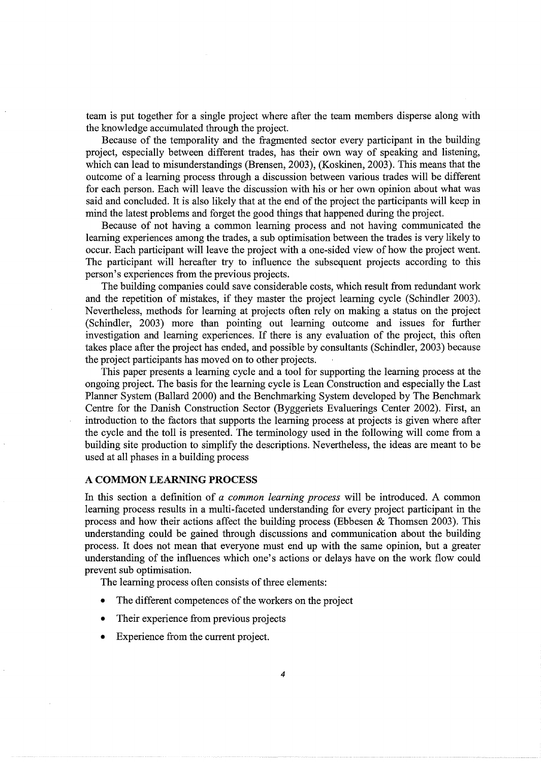team is put together for a single project where after the team members disperse along with the knowledge accumulated through the project.

Because of the temporality and the fragmented sector every participant in the building project, especially between different trades, has their own way of speaking and listening, which can lead to misunderstandings (Brensen, 2003), (Koskinen, 2003). This means that the outcome of a learning process through a discussion between various trades will be different for each person. Each will leave the discussion with his or her own opinion about what was said and concluded. It is also likely that at the end of the project the participants will keep in mind the latest problems and forget the good things that happened during the project.

Because of not having a common learning process and not having communicated the learning experiences among the trades, a sub optimisation between the trades is very likely to occur. Each participant will leave the project with a one-sided view of how the project went. The participant will hereafter try to influence the subsequent projects according to this person's experiences from the previous projects.

The building companies could save considerable costs, which result from redundant work and the repetition of mistakes, if they master the project learning cycle (Schindler 2003). Nevertheless, methods for learning at projects often rely on making a status on the project (Schindler, 2003) more than pointing out learning outcome and issues for further investigation and learning experiences. If there is any evaluation of the project, this often takes place after the project has ended, and possible by consultants (Schindler, 2003) because the project participants has moved on to other projects.

This paper presents a learning cycle and a tool for supporting the learning process at the ongoing project. The basis for the learning cycle is Lean Construction and especially the Last Planner System (Ballard 2000) and the Benchmarking System developed by The Benchmark Centre for the Danish Construction Sector (Byggeriets Evaluerings Center 2002). First, an introduction to the factors that supports the learning process at projects is given where after the cycle and the toll is presented. The terminology used in the following will come from a building site production to simplify the descriptions. Nevertheless, the ideas are meant to be used at all phases in a building process

## A COMMON LEARNING PROCESS

In this section a definition of *a common learning process* will be introduced. A common learning process results in a multi-faceted understanding for every project participant in the process and how their actions affect the building process (Ebbesen & Thomsen 2003). This understanding could be gained through discussions and communication about the building process. It does not mean that everyone must end up with the same opinion, but a greater understanding of the influences which one's actions or delays have on the work flow could prevent sub optimisation.

The learning process often consists of three elements:

- The different competences of the workers on the project
- Their experience from previous projects
- Experience from the current project.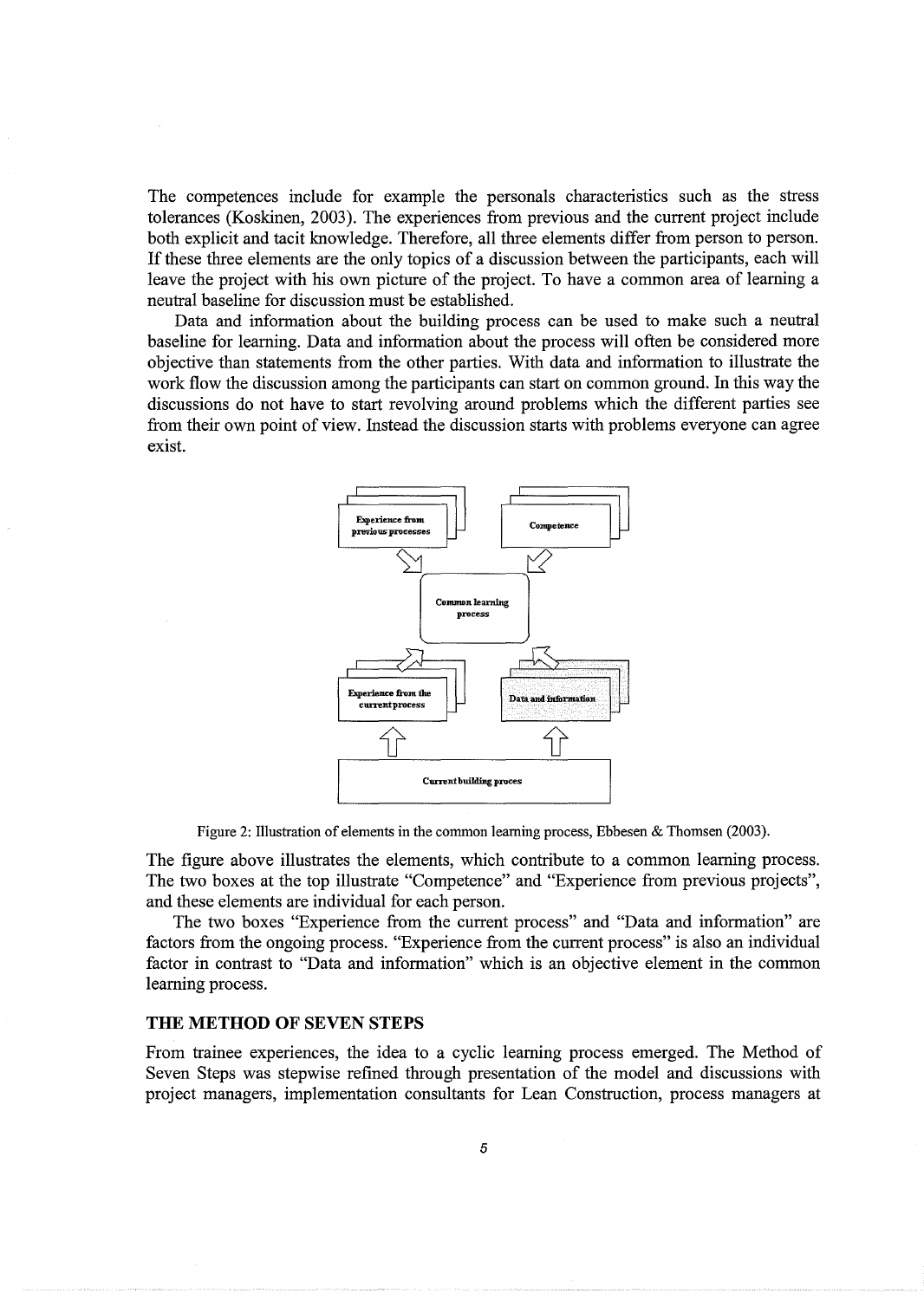The competences include for example the personals characteristics such as the stress tolerances (Koskinen, 2003). The experiences from previous and the current project include both explicit and tacit knowledge. Therefore, all three elements differ from person to person. If these three elements are the only topics of a discussion between the participants, each will leave the project with his own picture of the project. To have a common area of learning a neutral baseline for discussion must be established.

Data and information about the building process can be used to make such a neutral baseline for learning. Data and information about the process will often be considered more objective than statements from the other parties. With data and information to illustrate the work flow the discussion among the participants can start on common ground. In this way the discussions do not have to start revolving around problems which the different parties see from their own point of view. Instead the discussion starts with problems everyone can agree exist.

Figure 2: Illustration of elements in the common learning process, Ebbesen & Thomsen (2003).

The figure above illustrates the elements, which contribute to a common learning process. The two boxes at the top illustrate "Competence" and "Experience from previous projects", and these elements are individual for each person.

The two boxes "Experience from the current process" and "Data and information" are factors from the ongoing process. "Experience from the current process" is also an individual factor in contrast to "Data and information" which is an objective element in the common learning process.

## THE METHOD OF SEVEN STEPS

From trainee experiences, the idea to a cyclic learning process emerged. The Method of Seven Steps was stepwise refined through presentation of the model and discussions with project managers, implementation consultants for Lean Construction, process managers at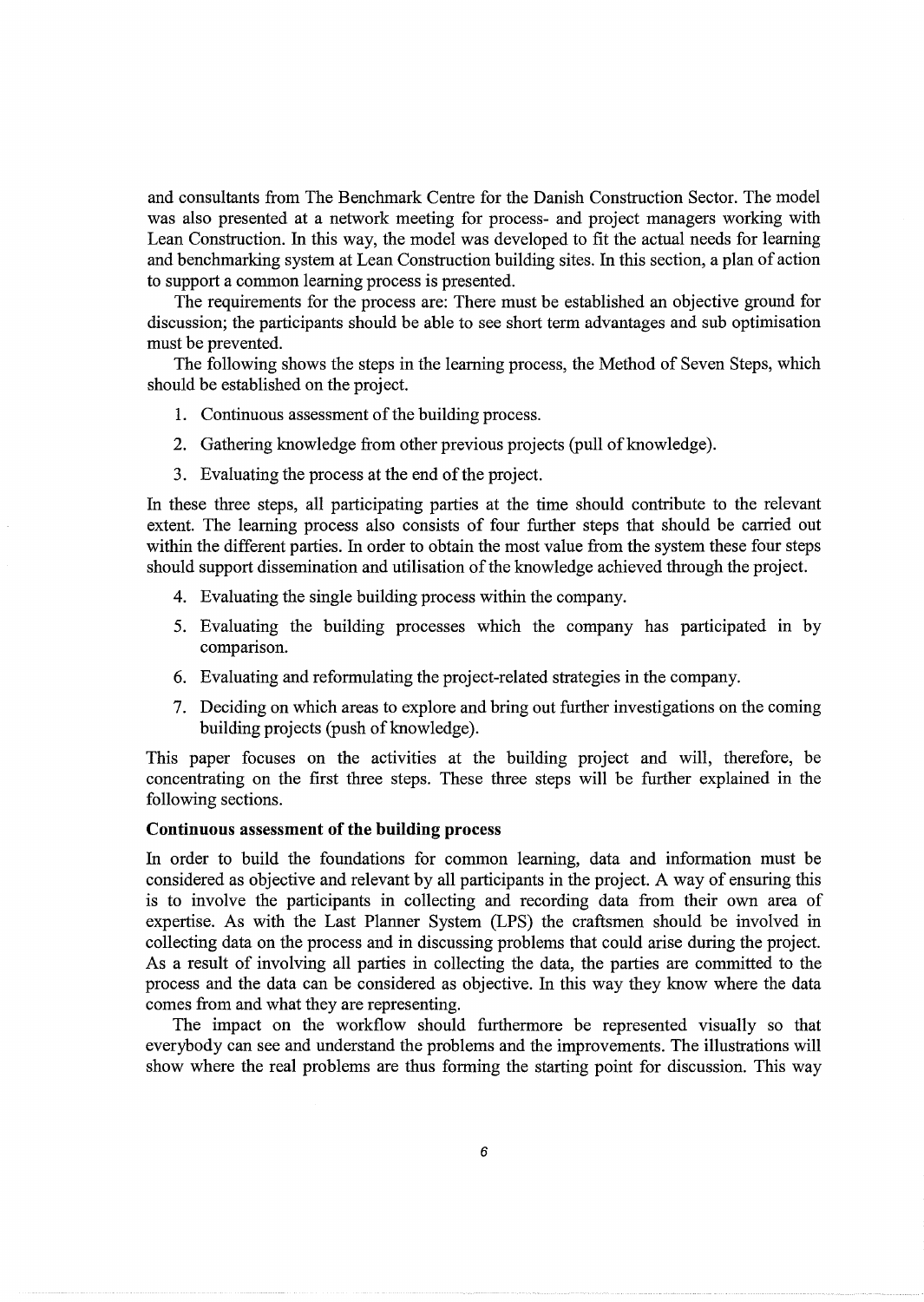and consultants from The Benchmark Centre for the Danish Construction Sector. The model was also presented at a network meeting for process- and project managers working with Lean Construction. In this way, the model was developed to fit the actual needs for learning and benchmarking system at Lean Construction building sites. In this section, a plan of action to support a common learning process is presented.

The requirements for the process are: There must be established an objective ground for discussion; the participants should be able to see short term advantages and sub optimisation must be prevented.

The following shows the steps in the learning process, the Method of Seven Steps, which should be established on the project.

1. Continuous assessment of the building process.
2. Gathering knowledge from other previous projects (pull of knowledge).
3. Evaluating the process at the end of the project.

In these three steps, all participating parties at the time should contribute to the relevant extent. The learning process also consists of four further steps that should be carried out within the different parties. In order to obtain the most value from the system these four steps should support dissemination and utilisation of the knowledge achieved through the project.

4. Evaluating the single building process within the company.
5. Evaluating the building processes which the company has participated in by comparison.
6. Evaluating and reformulating the project-related strategies in the company.
7. Deciding on which areas to explore and bring out further investigations on the coming building projects (push of knowledge).

This paper focuses on the activities at the building project and will, therefore, be concentrating on the first three steps. These three steps will be further explained in the following sections.

**Continuous assessment of the building process**

In order to build the foundations for common learning, data and information must be considered as objective and relevant by all participants in the project. A way of ensuring this is to involve the participants in collecting and recording data from their own area of expertise. As with the Last Planner System (LPS) the craftsmen should be involved in collecting data on the process and in discussing problems that could arise during the project. As a result of involving all parties in collecting the data, the parties are committed to the process and the data can be considered as objective. In this way they know where the data comes from and what they are representing.

The impact on the workflow should furthermore be represented visually so that everybody can see and understand the problems and the improvements. The illustrations will show where the real problems are thus forming the starting point for discussion. This way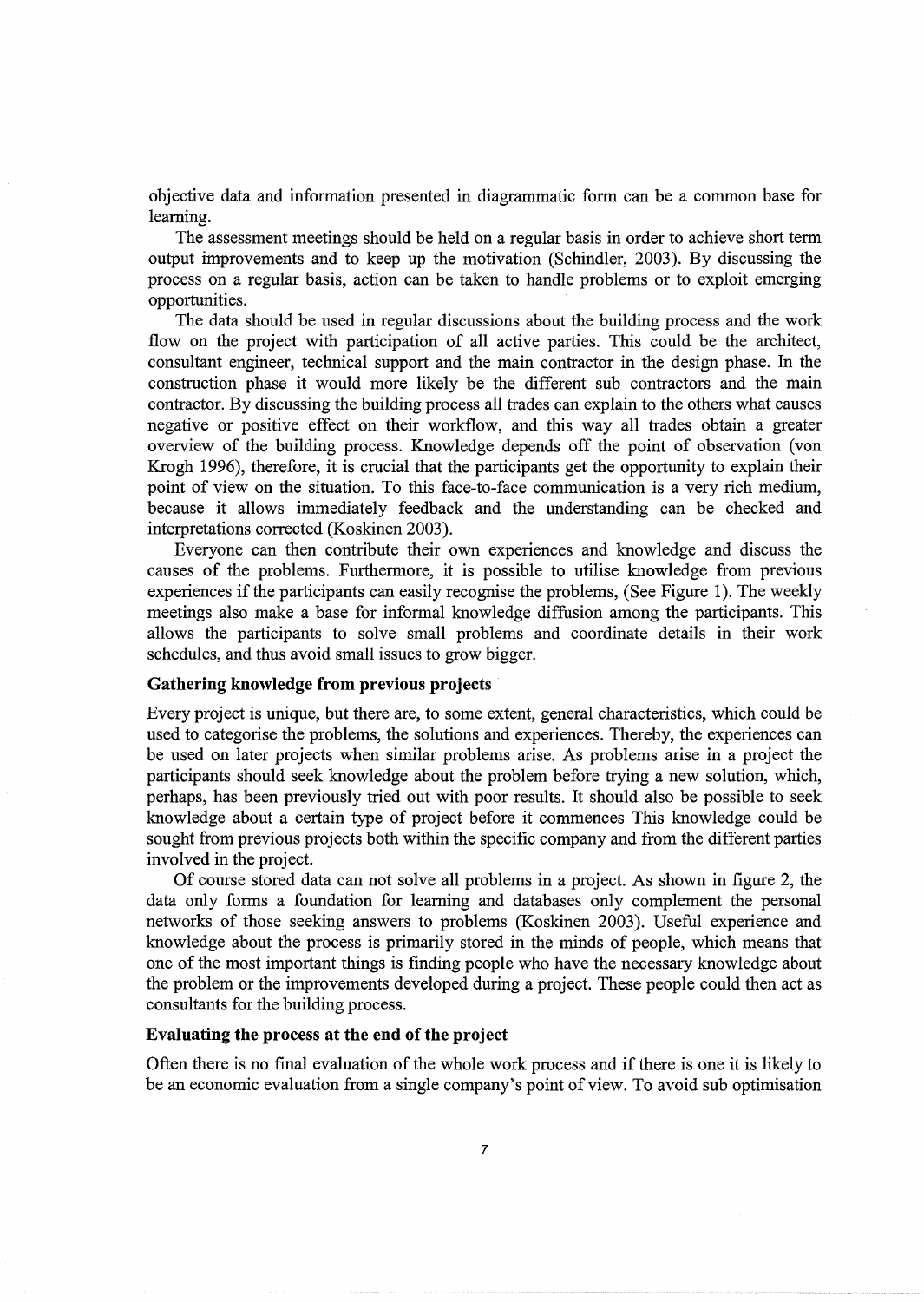objective data and information presented in diagrammatic form can be a common base for learning.

The assessment meetings should be held on a regular basis in order to achieve short term output improvements and to keep up the motivation (Schindler, 2003). By discussing the process on a regular basis, action can be taken to handle problems or to exploit emerging opportunities.

The data should be used in regular discussions about the building process and the work flow on the project with participation of all active parties. This could be the architect, consultant engineer, technical support and the main contractor in the design phase. In the construction phase it would more likely be the different sub contractors and the main contractor. By discussing the building process all trades can explain to the others what causes negative or positive effect on their workflow, and this way all trades obtain a greater overview of the building process. Knowledge depends off the point of observation (von Krogh 1996), therefore, it is crucial that the participants get the opportunity to explain their point of view on the situation. To this face-to-face communication is a very rich medium, because it allows immediately feedback and the understanding can be checked and interpretations corrected (Koskinen 2003).

Everyone can then contribute their own experiences and knowledge and discuss the causes of the problems. Furthermore, it is possible to utilise knowledge from previous experiences if the participants can easily recognise the problems, (See Figure 1). The weekly meetings also make a base for informal knowledge diffusion among the participants. This allows the participants to solve small problems and coordinate details in their work schedules, and thus avoid small issues to grow bigger.

### Gathering knowledge from previous projects

Every project is unique, but there are, to some extent, general characteristics, which could be used to categorise the problems, the solutions and experiences. Thereby, the experiences can be used on later projects when similar problems arise. As problems arise in a project the participants should seek knowledge about the problem before trying a new solution, which, perhaps, has been previously tried out with poor results. It should also be possible to seek knowledge about a certain type of project before it commences This knowledge could be sought from previous projects both within the specific company and from the different parties involved in the project.

Of course stored data can not solve all problems in a project. As shown in figure 2, the data only forms a foundation for learning and databases only complement the personal networks of those seeking answers to problems (Koskinen 2003). Useful experience and knowledge about the process is primarily stored in the minds of people, which means that one of the most important things is finding people who have the necessary knowledge about the problem or the improvements developed during a project. These people could then act as consultants for the building process.

### Evaluating the process at the end of the project

Often there is no final evaluation of the whole work process and if there is one it is likely to be an economic evaluation from a single company's point of view. To avoid sub optimisation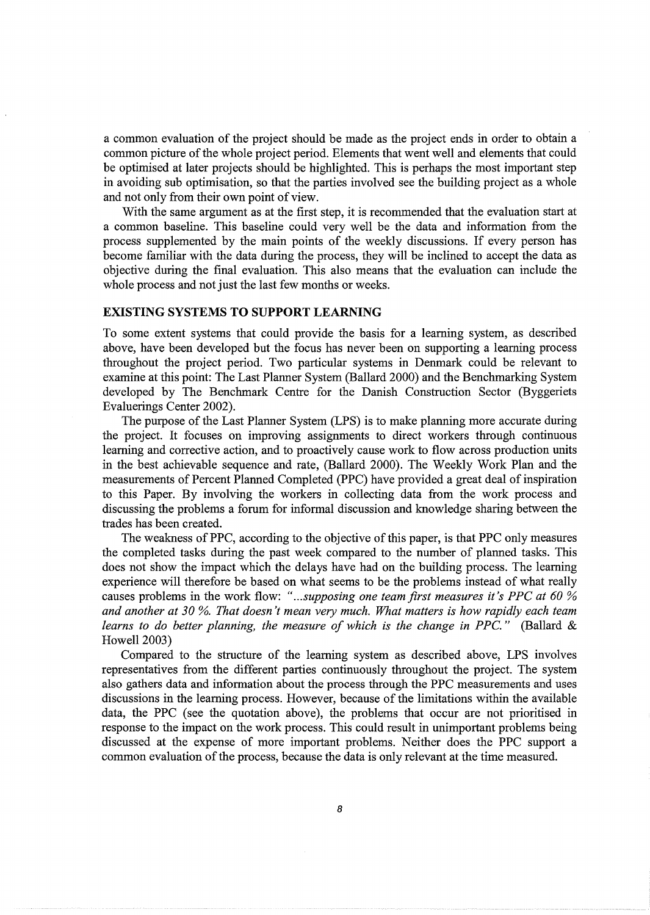a common evaluation of the project should be made as the project ends in order to obtain a common picture of the whole project period. Elements that went well and elements that could be optimised at later projects should be highlighted. This is perhaps the most important step in avoiding sub optimisation, so that the parties involved see the building project as a whole and not only from their own point of view.

With the same argument as at the first step, it is recommended that the evaluation start at a common baseline. This baseline could very well be the data and information from the process supplemented by the main points of the weekly discussions. If every person has become familiar with the data during the process, they will be inclined to accept the data as objective during the final evaluation. This also means that the evaluation can include the whole process and not just the last few months or weeks.

## EXISTING SYSTEMS TO SUPPORT LEARNING

To some extent systems that could provide the basis for a learning system, as described above, have been developed but the focus has never been on supporting a learning process throughout the project period. Two particular systems in Denmark could be relevant to examine at this point: The Last Planner System (Ballard 2000) and the Benchmarking System developed by The Benchmark Centre for the Danish Construction Sector (Byggeriets Evaluerings Center 2002).

The purpose of the Last Planner System (LPS) is to make planning more accurate during the project. It focuses on improving assignments to direct workers through continuous learning and corrective action, and to proactively cause work to flow across production units in the best achievable sequence and rate, (Ballard 2000). The Weekly Work Plan and the measurements of Percent Planned Completed (PPC) have provided a great deal of inspiration to this Paper. By involving the workers in collecting data from the work process and discussing the problems a forum for informal discussion and knowledge sharing between the trades has been created.

The weakness of PPC, according to the objective of this paper, is that PPC only measures the completed tasks during the past week compared to the number of planned tasks. This does not show the impact which the delays have had on the building process. The learning experience will therefore be based on what seems to be the problems instead of what really causes problems in the work flow: *"...supposing one team first measures it's PPC at 60 % and another at 30 %. That doesn't mean very much. What matters is how rapidly each team learns to do better planning, the measure of which is the change in PPC."* (Ballard & Howell 2003)

Compared to the structure of the learning system as described above, LPS involves representatives from the different parties continuously throughout the project. The system also gathers data and information about the process through the PPC measurements and uses discussions in the learning process. However, because of the limitations within the available data, the PPC (see the quotation above), the problems that occur are not prioritised in response to the impact on the work process. This could result in unimportant problems being discussed at the expense of more important problems. Neither does the PPC support a common evaluation of the process, because the data is only relevant at the time measured.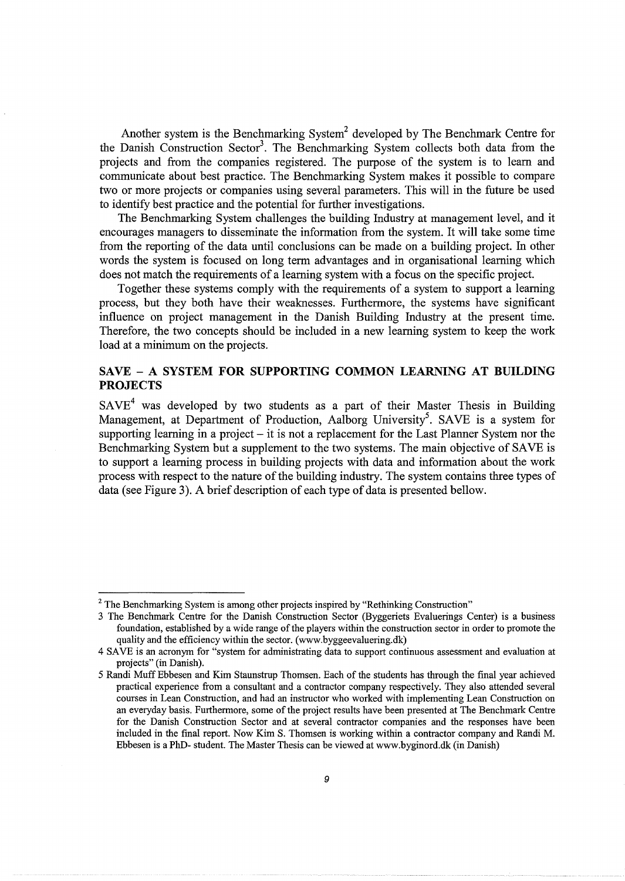Another system is the Benchmarking System[2] developed by The Benchmark Centre for the Danish Construction Sector[3]. The Benchmarking System collects both data from the projects and from the companies registered. The purpose of the system is to learn and communicate about best practice. The Benchmarking System makes it possible to compare two or more projects or companies using several parameters. This will in the future be used to identify best practice and the potential for further investigations.

The Benchmarking System challenges the building Industry at management level, and it encourages managers to disseminate the information from the system. It will take some time from the reporting of the data until conclusions can be made on a building project. In other words the system is focused on long term advantages and in organisational learning which does not match the requirements of a learning system with a focus on the specific project.

Together these systems comply with the requirements of a system to support a learning process, but they both have their weaknesses. Furthermore, the systems have significant influence on project management in the Danish Building Industry at the present time. Therefore, the two concepts should be included in a new learning system to keep the work load at a minimum on the projects.

## SAVE – A SYSTEM FOR SUPPORTING COMMON LEARNING AT BUILDING PROJECTS

SAVE[4] was developed by two students as a part of their Master Thesis in Building Management, at Department of Production, Aalborg University[5]. SAVE is a system for supporting learning in a project – it is not a replacement for the Last Planner System nor the Benchmarking System but a supplement to the two systems. The main objective of SAVE is to support a learning process in building projects with data and information about the work process with respect to the nature of the building industry. The system contains three types of data (see Figure 3). A brief description of each type of data is presented bellow.

---

[2] The Benchmarking System is among other projects inspired by "Rethinking Construction"

[3] The Benchmark Centre for the Danish Construction Sector (Byggeriets Evaluerings Center) is a business foundation, established by a wide range of the players within the construction sector in order to promote the quality and the efficiency within the sector. (www.byggeevaluering.dk)

[4] SAVE is an acronym for "system for administrating data to support continuous assessment and evaluation at projects" (in Danish).

[5] Randi Muff Ebbesen and Kim Staunstrup Thomsen. Each of the students has through the final year achieved practical experience from a consultant and a contractor company respectively. They also attended several courses in Lean Construction, and had an instructor who worked with implementing Lean Construction on an everyday basis. Furthermore, some of the project results have been presented at The Benchmark Centre for the Danish Construction Sector and at several contractor companies and the responses have been included in the final report. Now Kim S. Thomsen is working within a contractor company and Randi M. Ebbesen is a PhD- student. The Master Thesis can be viewed at www.byginord.dk (in Danish)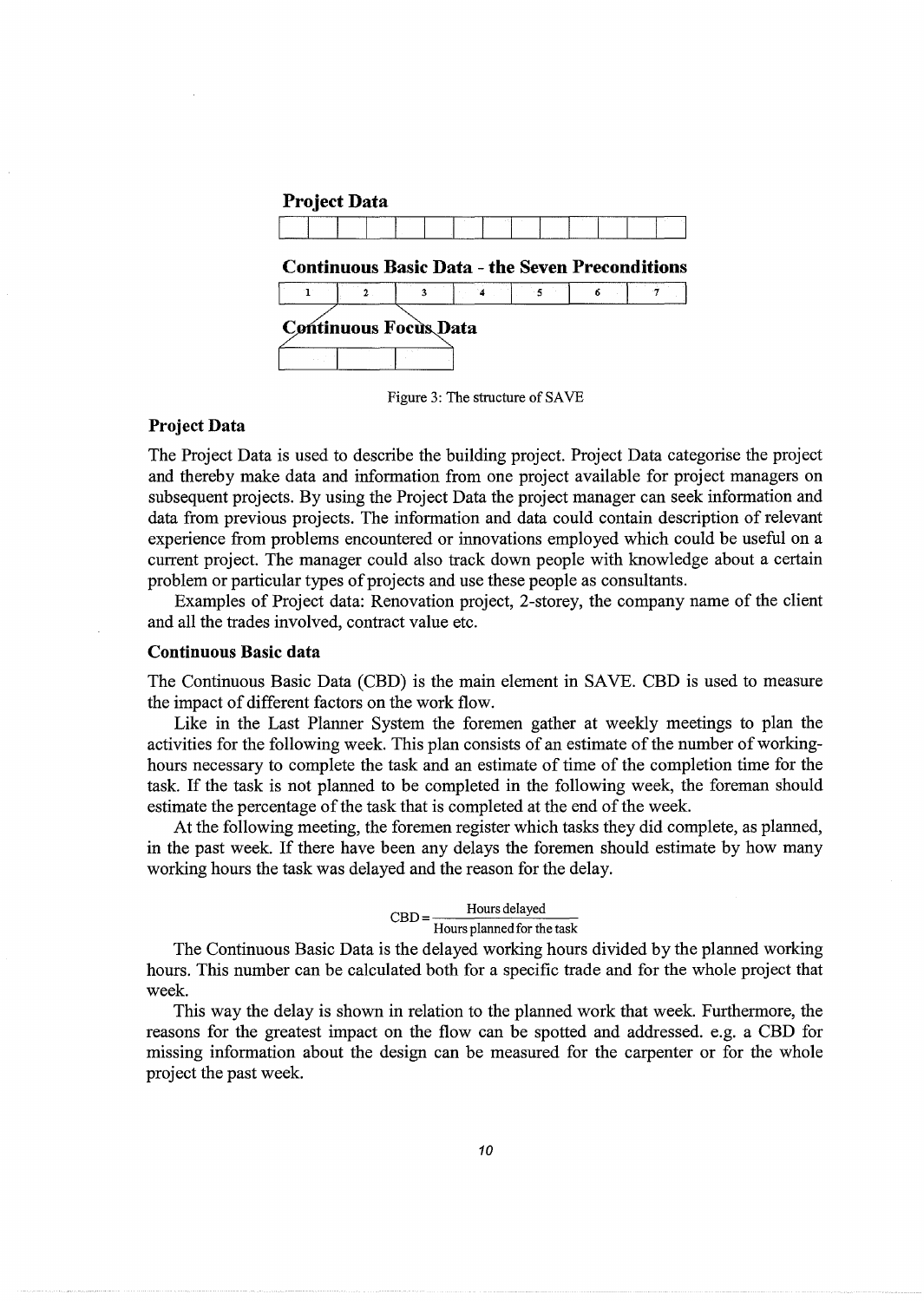**Project Data**

**Continuous Basic Data - the Seven Preconditions**

| 1 | 2 | 3 | 4 | 5 | 6 | 7 |
|---|---|---|---|---|---|---|

**Continuous Focus Data**

Figure 3: The structure of SAVE

### Project Data

The Project Data is used to describe the building project. Project Data categorise the project and thereby make data and information from one project available for project managers on subsequent projects. By using the Project Data the project manager can seek information and data from previous projects. The information and data could contain description of relevant experience from problems encountered or innovations employed which could be useful on a current project. The manager could also track down people with knowledge about a certain problem or particular types of projects and use these people as consultants.

Examples of Project data: Renovation project, 2-storey, the company name of the client and all the trades involved, contract value etc.

### Continuous Basic data

The Continuous Basic Data (CBD) is the main element in SAVE. CBD is used to measure the impact of different factors on the work flow.

Like in the Last Planner System the foremen gather at weekly meetings to plan the activities for the following week. This plan consists of an estimate of the number of working-hours necessary to complete the task and an estimate of time of the completion time for the task. If the task is not planned to be completed in the following week, the foreman should estimate the percentage of the task that is completed at the end of the week.

At the following meeting, the foremen register which tasks they did complete, as planned, in the past week. If there have been any delays the foremen should estimate by how many working hours the task was delayed and the reason for the delay.

$$CBD = \frac{\text{Hours delayed}}{\text{Hours planned for the task}}$$

The Continuous Basic Data is the delayed working hours divided by the planned working hours. This number can be calculated both for a specific trade and for the whole project that week.

This way the delay is shown in relation to the planned work that week. Furthermore, the reasons for the greatest impact on the flow can be spotted and addressed. e.g. a CBD for missing information about the design can be measured for the carpenter or for the whole project the past week.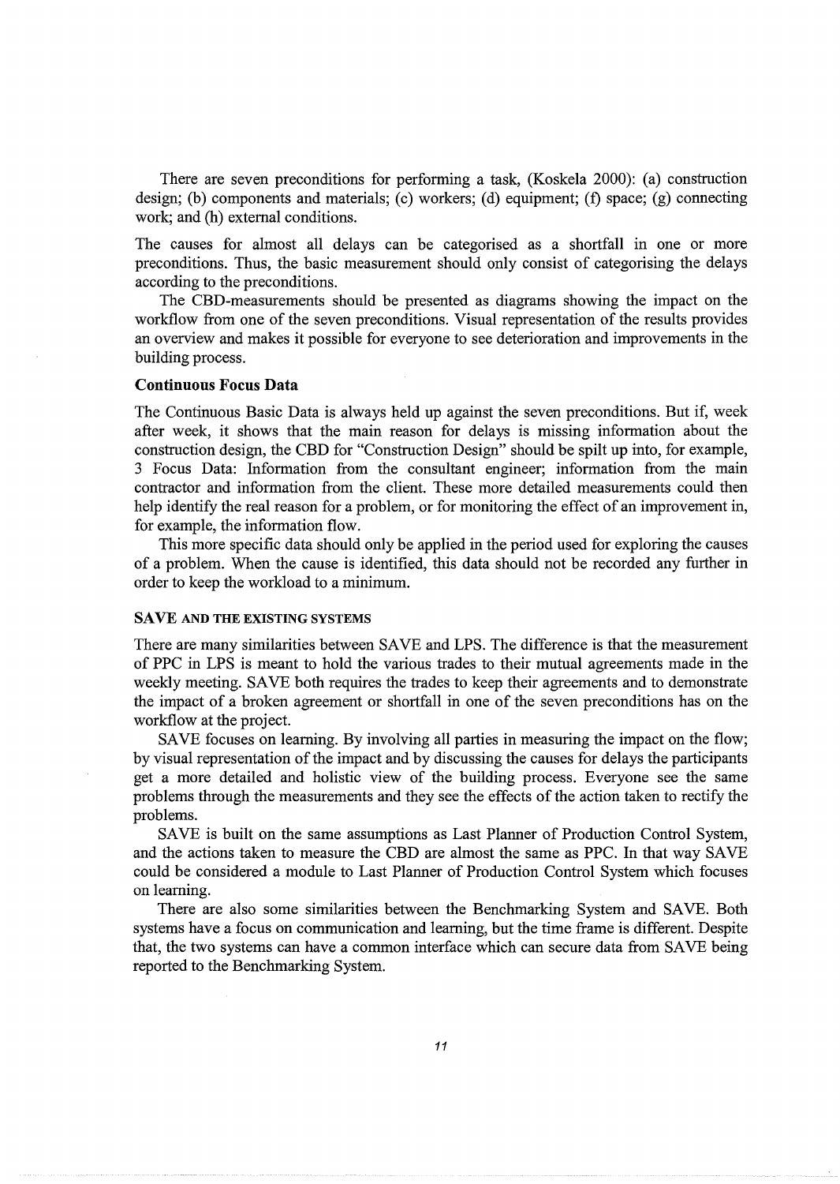There are seven preconditions for performing a task, (Koskela 2000): (a) construction design; (b) components and materials; (c) workers; (d) equipment; (f) space; (g) connecting work; and (h) external conditions.

The causes for almost all delays can be categorised as a shortfall in one or more preconditions. Thus, the basic measurement should only consist of categorising the delays according to the preconditions.

The CBD-measurements should be presented as diagrams showing the impact on the workflow from one of the seven preconditions. Visual representation of the results provides an overview and makes it possible for everyone to see deterioration and improvements in the building process.

### Continuous Focus Data

The Continuous Basic Data is always held up against the seven preconditions. But if, week after week, it shows that the main reason for delays is missing information about the construction design, the CBD for "Construction Design" should be spilt up into, for example, 3 Focus Data: Information from the consultant engineer; information from the main contractor and information from the client. These more detailed measurements could then help identify the real reason for a problem, or for monitoring the effect of an improvement in, for example, the information flow.

This more specific data should only be applied in the period used for exploring the causes of a problem. When the cause is identified, this data should not be recorded any further in order to keep the workload to a minimum.

## SAVE AND THE EXISTING SYSTEMS

There are many similarities between SAVE and LPS. The difference is that the measurement of PPC in LPS is meant to hold the various trades to their mutual agreements made in the weekly meeting. SAVE both requires the trades to keep their agreements and to demonstrate the impact of a broken agreement or shortfall in one of the seven preconditions has on the workflow at the project.

SAVE focuses on learning. By involving all parties in measuring the impact on the flow; by visual representation of the impact and by discussing the causes for delays the participants get a more detailed and holistic view of the building process. Everyone see the same problems through the measurements and they see the effects of the action taken to rectify the problems.

SAVE is built on the same assumptions as Last Planner of Production Control System, and the actions taken to measure the CBD are almost the same as PPC. In that way SAVE could be considered a module to Last Planner of Production Control System which focuses on learning.

There are also some similarities between the Benchmarking System and SAVE. Both systems have a focus on communication and learning, but the time frame is different. Despite that, the two systems can have a common interface which can secure data from SAVE being reported to the Benchmarking System.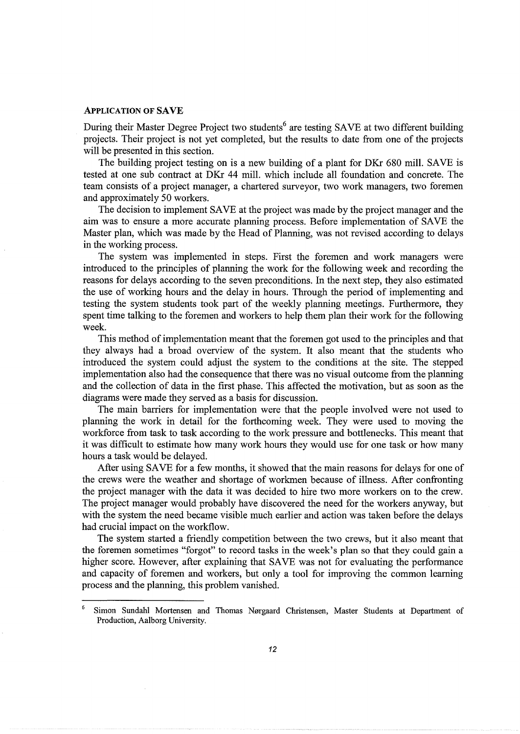## APPLICATION OF SAVE

During their Master Degree Project two students[6] are testing SAVE at two different building projects. Their project is not yet completed, but the results to date from one of the projects will be presented in this section.

The building project testing on is a new building of a plant for DKr 680 mill. SAVE is tested at one sub contract at DKr 44 mill. which include all foundation and concrete. The team consists of a project manager, a chartered surveyor, two work managers, two foremen and approximately 50 workers.

The decision to implement SAVE at the project was made by the project manager and the aim was to ensure a more accurate planning process. Before implementation of SAVE the Master plan, which was made by the Head of Planning, was not revised according to delays in the working process.

The system was implemented in steps. First the foremen and work managers were introduced to the principles of planning the work for the following week and recording the reasons for delays according to the seven preconditions. In the next step, they also estimated the use of working hours and the delay in hours. Through the period of implementing and testing the system students took part of the weekly planning meetings. Furthermore, they spent time talking to the foremen and workers to help them plan their work for the following week.

This method of implementation meant that the foremen got used to the principles and that they always had a broad overview of the system. It also meant that the students who introduced the system could adjust the system to the conditions at the site. The stepped implementation also had the consequence that there was no visual outcome from the planning and the collection of data in the first phase. This affected the motivation, but as soon as the diagrams were made they served as a basis for discussion.

The main barriers for implementation were that the people involved were not used to planning the work in detail for the forthcoming week. They were used to moving the workforce from task to task according to the work pressure and bottlenecks. This meant that it was difficult to estimate how many work hours they would use for one task or how many hours a task would be delayed.

After using SAVE for a few months, it showed that the main reasons for delays for one of the crews were the weather and shortage of workmen because of illness. After confronting the project manager with the data it was decided to hire two more workers on to the crew. The project manager would probably have discovered the need for the workers anyway, but with the system the need became visible much earlier and action was taken before the delays had crucial impact on the workflow.

The system started a friendly competition between the two crews, but it also meant that the foremen sometimes "forgot" to record tasks in the week's plan so that they could gain a higher score. However, after explaining that SAVE was not for evaluating the performance and capacity of foremen and workers, but only a tool for improving the common learning process and the planning, this problem vanished.

---

[6] Simon Sundahl Mortensen and Thomas Nørgaard Christensen, Master Students at Department of Production, Aalborg University.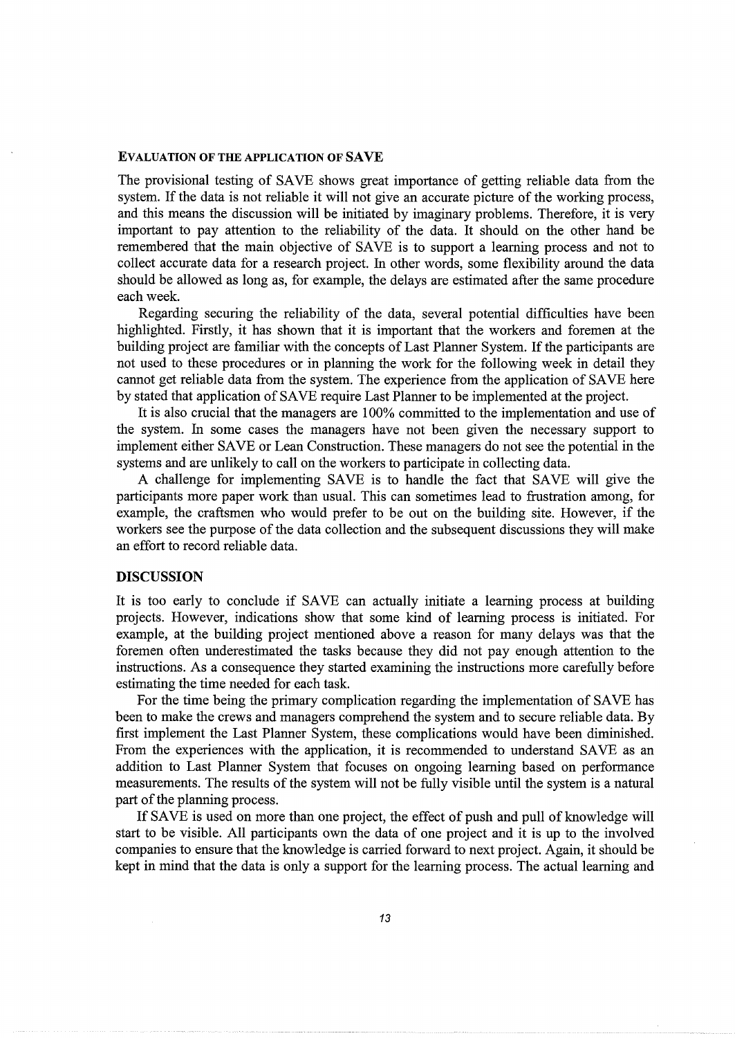### EVALUATION OF THE APPLICATION OF SAVE

The provisional testing of SAVE shows great importance of getting reliable data from the system. If the data is not reliable it will not give an accurate picture of the working process, and this means the discussion will be initiated by imaginary problems. Therefore, it is very important to pay attention to the reliability of the data. It should on the other hand be remembered that the main objective of SAVE is to support a learning process and not to collect accurate data for a research project. In other words, some flexibility around the data should be allowed as long as, for example, the delays are estimated after the same procedure each week.

Regarding securing the reliability of the data, several potential difficulties have been highlighted. Firstly, it has shown that it is important that the workers and foremen at the building project are familiar with the concepts of Last Planner System. If the participants are not used to these procedures or in planning the work for the following week in detail they cannot get reliable data from the system. The experience from the application of SAVE here by stated that application of SAVE require Last Planner to be implemented at the project.

It is also crucial that the managers are 100% committed to the implementation and use of the system. In some cases the managers have not been given the necessary support to implement either SAVE or Lean Construction. These managers do not see the potential in the systems and are unlikely to call on the workers to participate in collecting data.

A challenge for implementing SAVE is to handle the fact that SAVE will give the participants more paper work than usual. This can sometimes lead to frustration among, for example, the craftsmen who would prefer to be out on the building site. However, if the workers see the purpose of the data collection and the subsequent discussions they will make an effort to record reliable data.

## DISCUSSION

It is too early to conclude if SAVE can actually initiate a learning process at building projects. However, indications show that some kind of learning process is initiated. For example, at the building project mentioned above a reason for many delays was that the foremen often underestimated the tasks because they did not pay enough attention to the instructions. As a consequence they started examining the instructions more carefully before estimating the time needed for each task.

For the time being the primary complication regarding the implementation of SAVE has been to make the crews and managers comprehend the system and to secure reliable data. By first implement the Last Planner System, these complications would have been diminished. From the experiences with the application, it is recommended to understand SAVE as an addition to Last Planner System that focuses on ongoing learning based on performance measurements. The results of the system will not be fully visible until the system is a natural part of the planning process.

If SAVE is used on more than one project, the effect of push and pull of knowledge will start to be visible. All participants own the data of one project and it is up to the involved companies to ensure that the knowledge is carried forward to next project. Again, it should be kept in mind that the data is only a support for the learning process. The actual learning and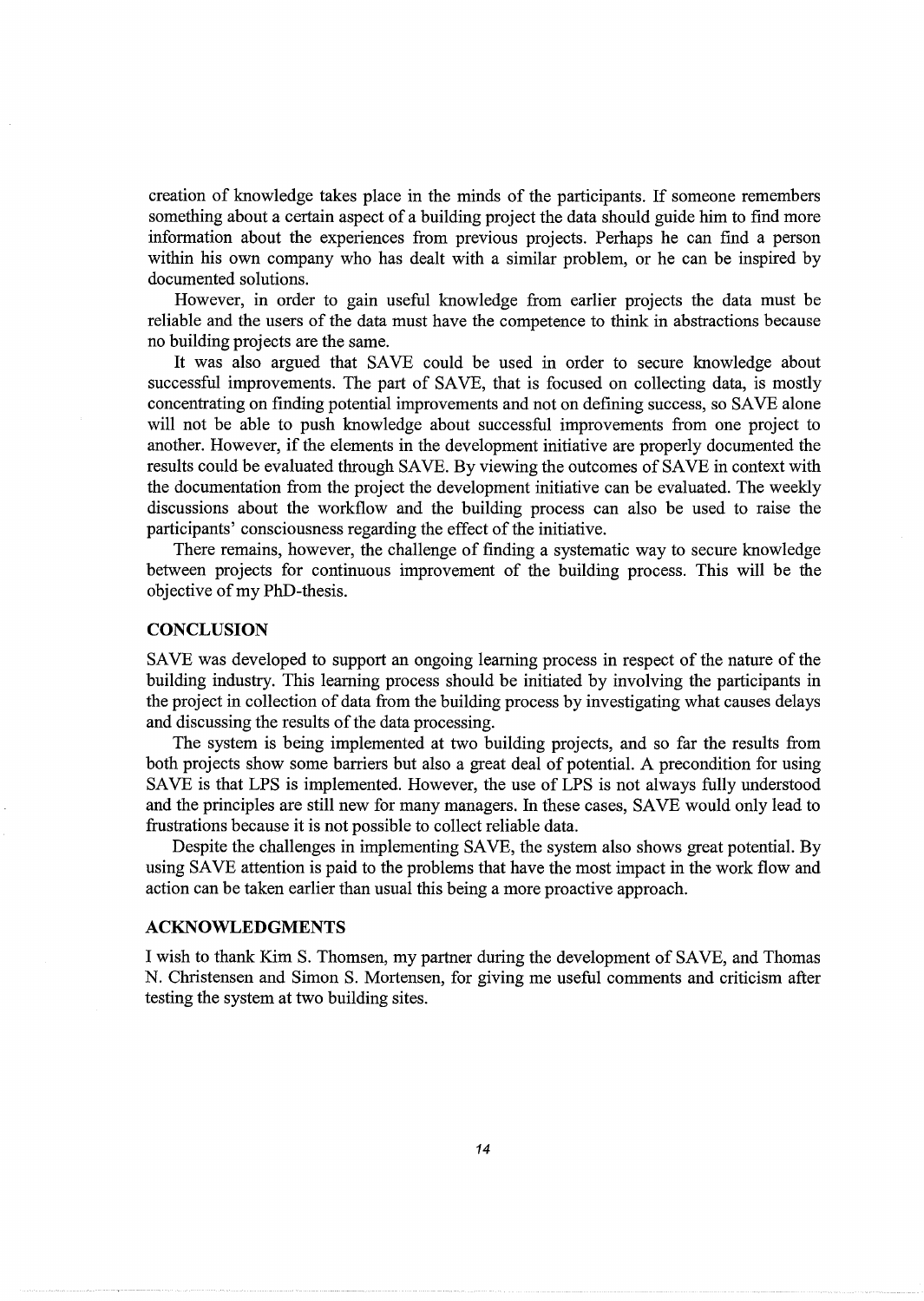creation of knowledge takes place in the minds of the participants. If someone remembers something about a certain aspect of a building project the data should guide him to find more information about the experiences from previous projects. Perhaps he can find a person within his own company who has dealt with a similar problem, or he can be inspired by documented solutions.

However, in order to gain useful knowledge from earlier projects the data must be reliable and the users of the data must have the competence to think in abstractions because no building projects are the same.

It was also argued that SAVE could be used in order to secure knowledge about successful improvements. The part of SAVE, that is focused on collecting data, is mostly concentrating on finding potential improvements and not on defining success, so SAVE alone will not be able to push knowledge about successful improvements from one project to another. However, if the elements in the development initiative are properly documented the results could be evaluated through SAVE. By viewing the outcomes of SAVE in context with the documentation from the project the development initiative can be evaluated. The weekly discussions about the workflow and the building process can also be used to raise the participants' consciousness regarding the effect of the initiative.

There remains, however, the challenge of finding a systematic way to secure knowledge between projects for continuous improvement of the building process. This will be the objective of my PhD-thesis.

## CONCLUSION

SAVE was developed to support an ongoing learning process in respect of the nature of the building industry. This learning process should be initiated by involving the participants in the project in collection of data from the building process by investigating what causes delays and discussing the results of the data processing.

The system is being implemented at two building projects, and so far the results from both projects show some barriers but also a great deal of potential. A precondition for using SAVE is that LPS is implemented. However, the use of LPS is not always fully understood and the principles are still new for many managers. In these cases, SAVE would only lead to frustrations because it is not possible to collect reliable data.

Despite the challenges in implementing SAVE, the system also shows great potential. By using SAVE attention is paid to the problems that have the most impact in the work flow and action can be taken earlier than usual this being a more proactive approach.

## ACKNOWLEDGMENTS

I wish to thank Kim S. Thomsen, my partner during the development of SAVE, and Thomas N. Christensen and Simon S. Mortensen, for giving me useful comments and criticism after testing the system at two building sites.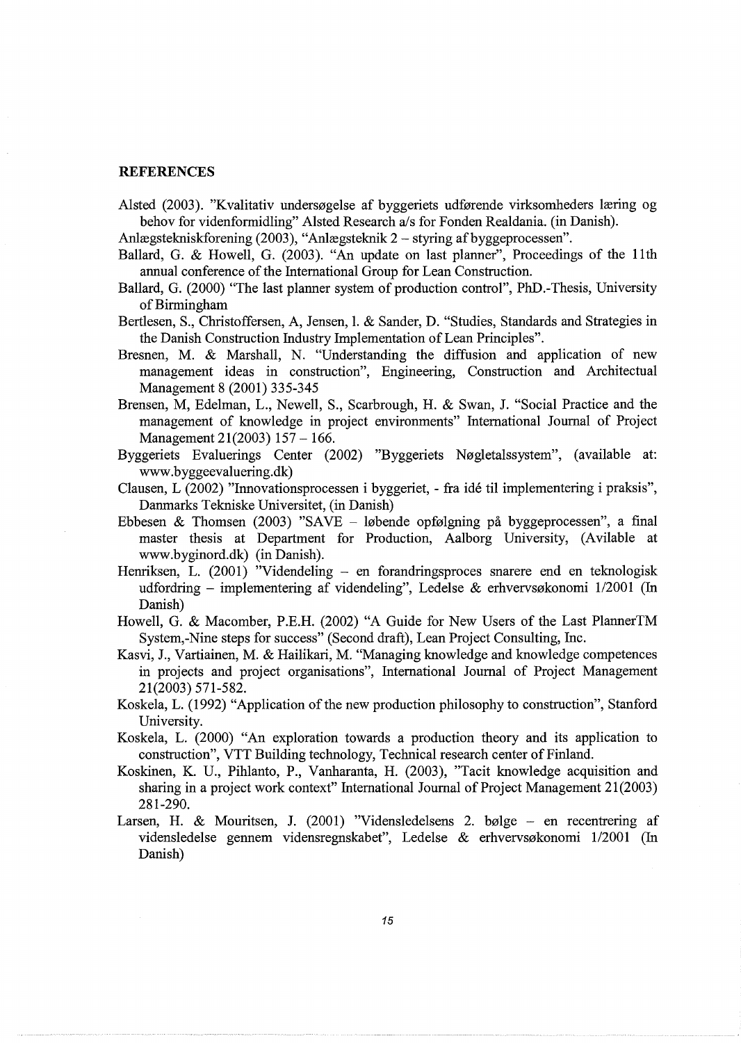## REFERENCES

Alsted (2003). "Kvalitativ undersøgelse af byggeriets udførende virksomheders læring og behov for videnformidling" Alsted Research a/s for Fonden Realdania. (in Danish).

Anlægstekniskforening (2003), "Anlægsteknik 2 – styring af byggeprocessen".

Ballard, G. & Howell, G. (2003). "An update on last planner", Proceedings of the 11th annual conference of the International Group for Lean Construction.

Ballard, G. (2000) "The last planner system of production control", PhD.-Thesis, University of Birmingham

Bertlesen, S., Christoffersen, A, Jensen, l. & Sander, D. "Studies, Standards and Strategies in the Danish Construction Industry Implementation of Lean Principles".

Bresnen, M. & Marshall, N. "Understanding the diffusion and application of new management ideas in construction", Engineering, Construction and Architectual Management 8 (2001) 335-345

Brensen, M, Edelman, L., Newell, S., Scarbrough, H. & Swan, J. "Social Practice and the management of knowledge in project environments" International Journal of Project Management 21(2003) 157 – 166.

Byggeriets Evaluerings Center (2002) "Byggeriets Nøgletalssystem", (available at: www.byggeevaluering.dk)

Clausen, L (2002) "Innovationsprocessen i byggeriet, - fra idé til implementering i praksis", Danmarks Tekniske Universitet, (in Danish)

Ebbesen & Thomsen (2003) "SAVE – løbende opfølgning på byggeprocessen", a final master thesis at Department for Production, Aalborg University, (Avilable at www.byginord.dk) (in Danish).

Henriksen, L. (2001) "Videndeling – en forandringsproces snarere end en teknologisk udfordring – implementering af videndeling", Ledelse & erhvervsøkonomi 1/2001 (In Danish)

Howell, G. & Macomber, P.E.H. (2002) "A Guide for New Users of the Last PlannerTM System,-Nine steps for success" (Second draft), Lean Project Consulting, Inc.

Kasvi, J., Vartiainen, M. & Hailikari, M. "Managing knowledge and knowledge competences in projects and project organisations", International Journal of Project Management 21(2003) 571-582.

Koskela, L. (1992) "Application of the new production philosophy to construction", Stanford University.

Koskela, L. (2000) "An exploration towards a production theory and its application to construction", VTT Building technology, Technical research center of Finland.

Koskinen, K. U., Pihlanto, P., Vanharanta, H. (2003), "Tacit knowledge acquisition and sharing in a project work context" International Journal of Project Management 21(2003) 281-290.

Larsen, H. & Mouritsen, J. (2001) "Vidensledelsens 2. bølge – en recentrering af vidensledelse gennem vidensregnskabet", Ledelse & erhvervsøkonomi 1/2001 (In Danish)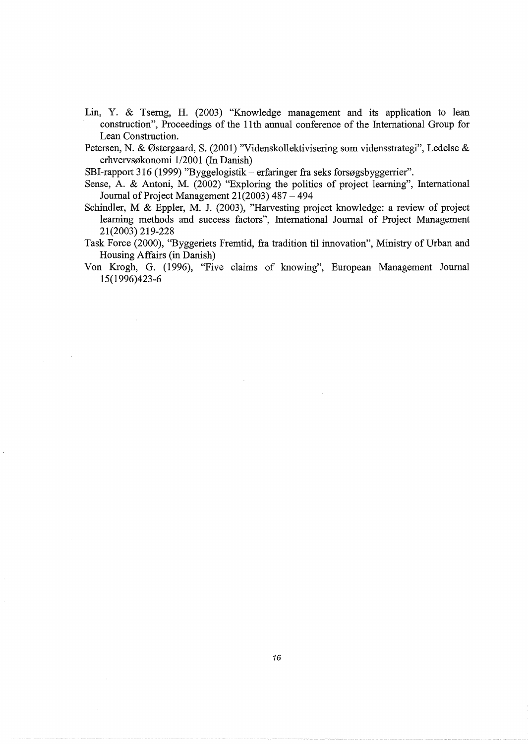Lin, Y. & Tserng, H. (2003) "Knowledge management and its application to lean construction", Proceedings of the 11th annual conference of the International Group for Lean Construction.

Petersen, N. & Østergaard, S. (2001) "Videnskollektivisering som vidensstrategi", Ledelse & erhvervsøkonomi 1/2001 (In Danish)

SBI-rapport 316 (1999) "Byggelogistik – erfaringer fra seks forsøgsbyggerrier".

Sense, A. & Antoni, M. (2002) "Exploring the politics of project learning", International Journal of Project Management 21(2003) 487 – 494

Schindler, M & Eppler, M. J. (2003), "Harvesting project knowledge: a review of project learning methods and success factors", International Journal of Project Management 21(2003) 219-228

Task Force (2000), "Byggeriets Fremtid, fra tradition til innovation", Ministry of Urban and Housing Affairs (in Danish)

Von Krogh, G. (1996), "Five claims of knowing", European Management Journal 15(1996)423-6